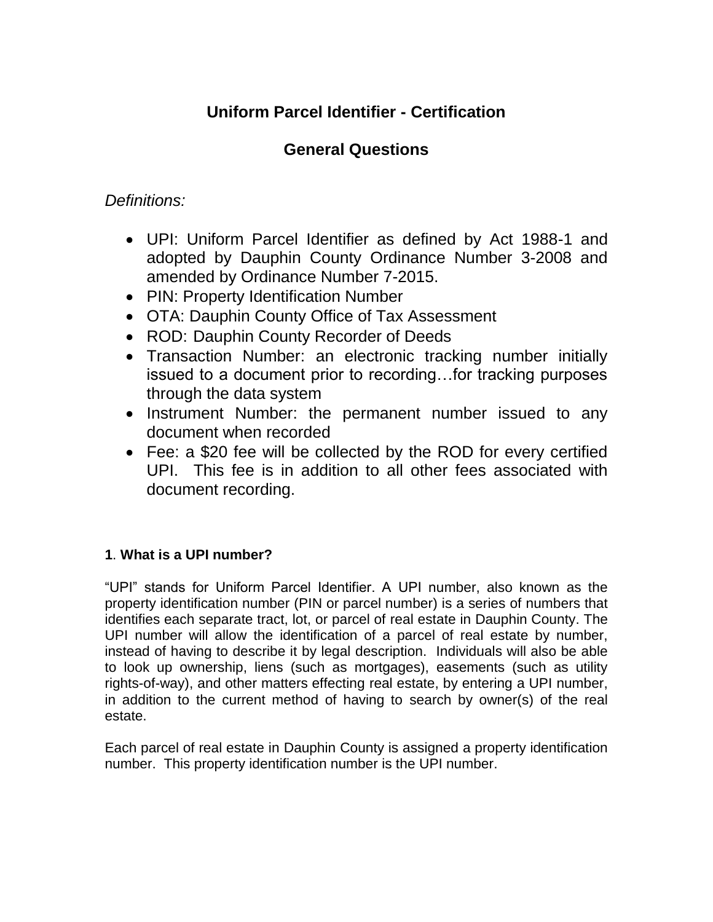# Uniform Parcel Identifier - Certification

## General Questions

*Definitions:*

- UPI: Uniform Parcel Identifier as defined by Act 1988-1 and adopted by Dauphin County Ordinance Number 3-2008 and amended by Ordinance Number 7-2015.
- PIN: Property Identification Number
- OTA: Dauphin County Office of Tax Assessment
- ROD: Dauphin County Recorder of Deeds
- Transaction Number: an electronic tracking number initially issued to a document prior to recording…for tracking purposes through the data system
- Instrument Number: the permanent number issued to any document when recorded
- Fee: a $20 fee will be collected by the ROD for every certified UPI. This fee is in addition to all other fees associated with document recording.

**1**. **What is a UPI number?**

"UPI" stands for Uniform Parcel Identifier. A UPI number, also known as the property identification number (PIN or parcel number) is a series of numbers that identifies each separate tract, lot, or parcel of real estate in Dauphin County. The UPI number will allow the identification of a parcel of real estate by number, instead of having to describe it by legal description. Individuals will also be able to look up ownership, liens (such as mortgages), easements (such as utility rights-of-way), and other matters effecting real estate, by entering a UPI number, in addition to the current method of having to search by owner(s) of the real estate.

Each parcel of real estate in Dauphin County is assigned a property identification number. This property identification number is the UPI number.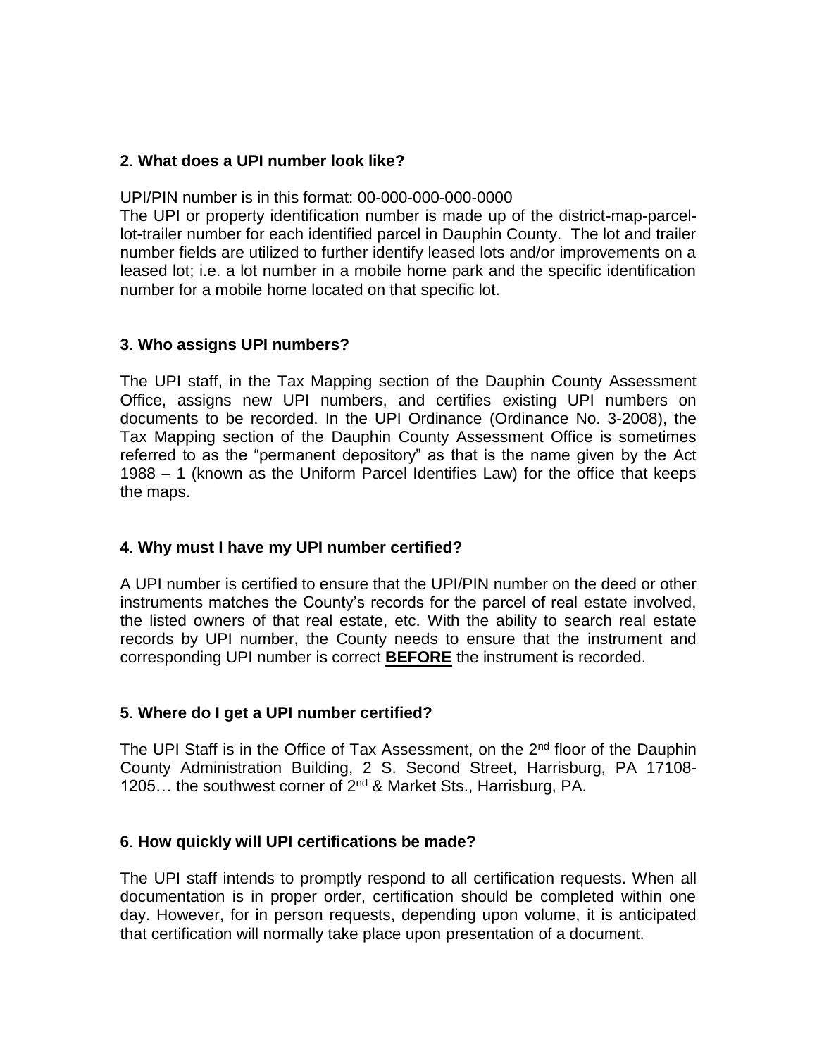**2**. **What does a UPI number look like?**

UPI/PIN number is in this format: 00-000-000-000-0000
The UPI or property identification number is made up of the district-map-parcel-lot-trailer number for each identified parcel in Dauphin County. The lot and trailer number fields are utilized to further identify leased lots and/or improvements on a leased lot; i.e. a lot number in a mobile home park and the specific identification number for a mobile home located on that specific lot.

**3**. **Who assigns UPI numbers?**

The UPI staff, in the Tax Mapping section of the Dauphin County Assessment Office, assigns new UPI numbers, and certifies existing UPI numbers on documents to be recorded. In the UPI Ordinance (Ordinance No. 3-2008), the Tax Mapping section of the Dauphin County Assessment Office is sometimes referred to as the "permanent depository" as that is the name given by the Act 1988 – 1 (known as the Uniform Parcel Identifies Law) for the office that keeps the maps.

**4**. **Why must I have my UPI number certified?**

A UPI number is certified to ensure that the UPI/PIN number on the deed or other instruments matches the County's records for the parcel of real estate involved, the listed owners of that real estate, etc. With the ability to search real estate records by UPI number, the County needs to ensure that the instrument and corresponding UPI number is correct **BEFORE** the instrument is recorded.

**5**. **Where do I get a UPI number certified?**

The UPI Staff is in the Office of Tax Assessment, on the 2nd floor of the Dauphin County Administration Building, 2 S. Second Street, Harrisburg, PA 17108-1205… the southwest corner of 2nd & Market Sts., Harrisburg, PA.

**6**. **How quickly will UPI certifications be made?**

The UPI staff intends to promptly respond to all certification requests. When all documentation is in proper order, certification should be completed within one day. However, for in person requests, depending upon volume, it is anticipated that certification will normally take place upon presentation of a document.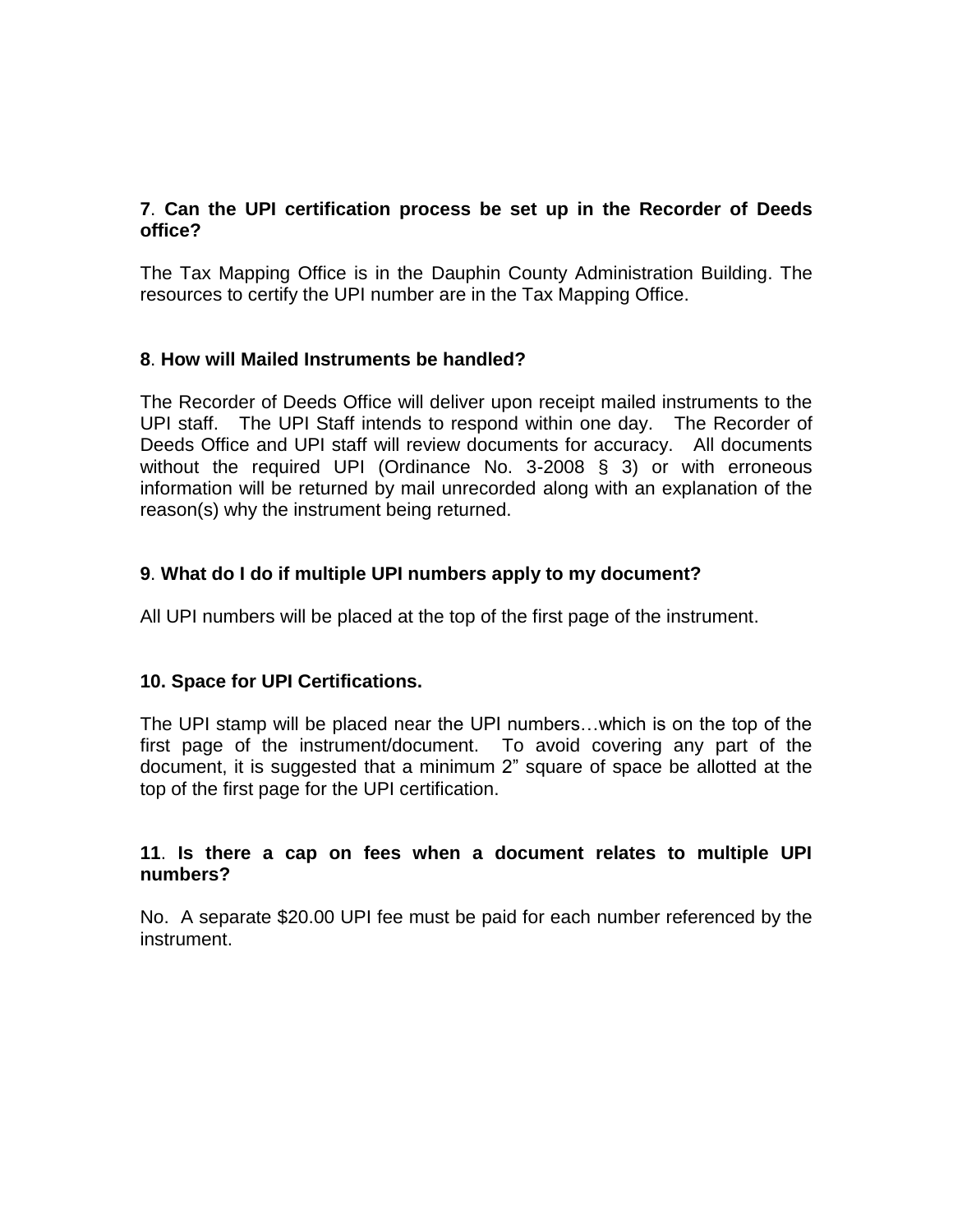**7**. **Can the UPI certification process be set up in the Recorder of Deeds office?**

The Tax Mapping Office is in the Dauphin County Administration Building. The resources to certify the UPI number are in the Tax Mapping Office.

**8**. **How will Mailed Instruments be handled?**

The Recorder of Deeds Office will deliver upon receipt mailed instruments to the UPI staff. The UPI Staff intends to respond within one day. The Recorder of Deeds Office and UPI staff will review documents for accuracy. All documents without the required UPI (Ordinance No. 3-2008 § 3) or with erroneous information will be returned by mail unrecorded along with an explanation of the reason(s) why the instrument being returned.

**9**. **What do I do if multiple UPI numbers apply to my document?**

All UPI numbers will be placed at the top of the first page of the instrument.

**10. Space for UPI Certifications.**

The UPI stamp will be placed near the UPI numbers…which is on the top of the first page of the instrument/document. To avoid covering any part of the document, it is suggested that a minimum 2" square of space be allotted at the top of the first page for the UPI certification.

**11**. **Is there a cap on fees when a document relates to multiple UPI numbers?**

No. A separate $20.00 UPI fee must be paid for each number referenced by the instrument.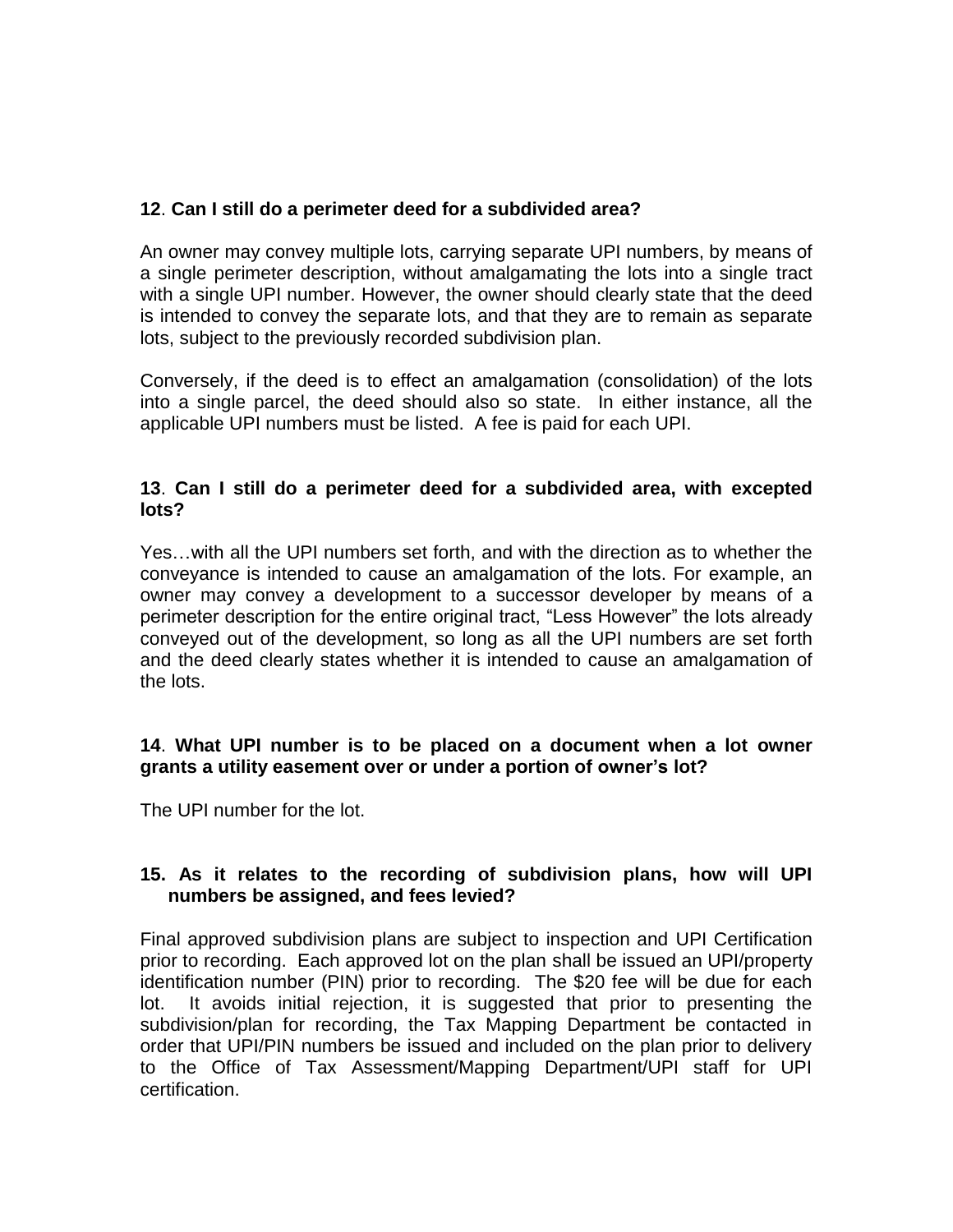**12**. **Can I still do a perimeter deed for a subdivided area?**

An owner may convey multiple lots, carrying separate UPI numbers, by means of a single perimeter description, without amalgamating the lots into a single tract with a single UPI number. However, the owner should clearly state that the deed is intended to convey the separate lots, and that they are to remain as separate lots, subject to the previously recorded subdivision plan.

Conversely, if the deed is to effect an amalgamation (consolidation) of the lots into a single parcel, the deed should also so state. In either instance, all the applicable UPI numbers must be listed. A fee is paid for each UPI.

**13**. **Can I still do a perimeter deed for a subdivided area, with excepted lots?**

Yes…with all the UPI numbers set forth, and with the direction as to whether the conveyance is intended to cause an amalgamation of the lots. For example, an owner may convey a development to a successor developer by means of a perimeter description for the entire original tract, "Less However" the lots already conveyed out of the development, so long as all the UPI numbers are set forth and the deed clearly states whether it is intended to cause an amalgamation of the lots.

**14**. **What UPI number is to be placed on a document when a lot owner grants a utility easement over or under a portion of owner's lot?**

The UPI number for the lot.

**15. As it relates to the recording of subdivision plans, how will UPI numbers be assigned, and fees levied?**

Final approved subdivision plans are subject to inspection and UPI Certification prior to recording. Each approved lot on the plan shall be issued an UPI/property identification number (PIN) prior to recording. The $20 fee will be due for each lot. It avoids initial rejection, it is suggested that prior to presenting the subdivision/plan for recording, the Tax Mapping Department be contacted in order that UPI/PIN numbers be issued and included on the plan prior to delivery to the Office of Tax Assessment/Mapping Department/UPI staff for UPI certification.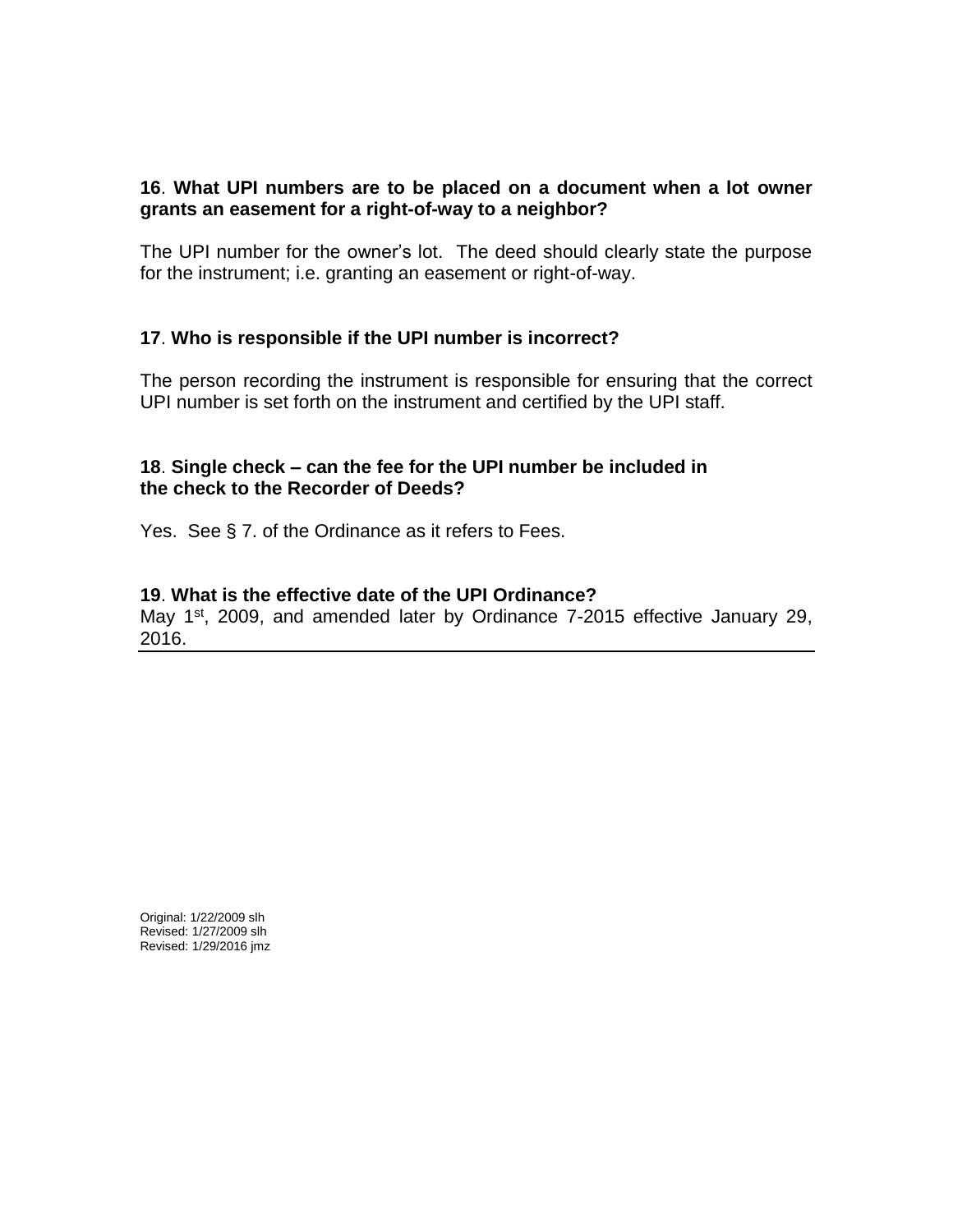**16**. **What UPI numbers are to be placed on a document when a lot owner grants an easement for a right-of-way to a neighbor?**

The UPI number for the owner's lot. The deed should clearly state the purpose for the instrument; i.e. granting an easement or right-of-way.

**17**. **Who is responsible if the UPI number is incorrect?**

The person recording the instrument is responsible for ensuring that the correct UPI number is set forth on the instrument and certified by the UPI staff.

**18**. **Single check – can the fee for the UPI number be included in the check to the Recorder of Deeds?**

Yes. See § 7. of the Ordinance as it refers to Fees.

**19**. **What is the effective date of the UPI Ordinance?**

May 1st, 2009, and amended later by Ordinance 7-2015 effective January 29, 2016.

---

Original: 1/22/2009 slh
Revised: 1/27/2009 slh
Revised: 1/29/2016 jmz